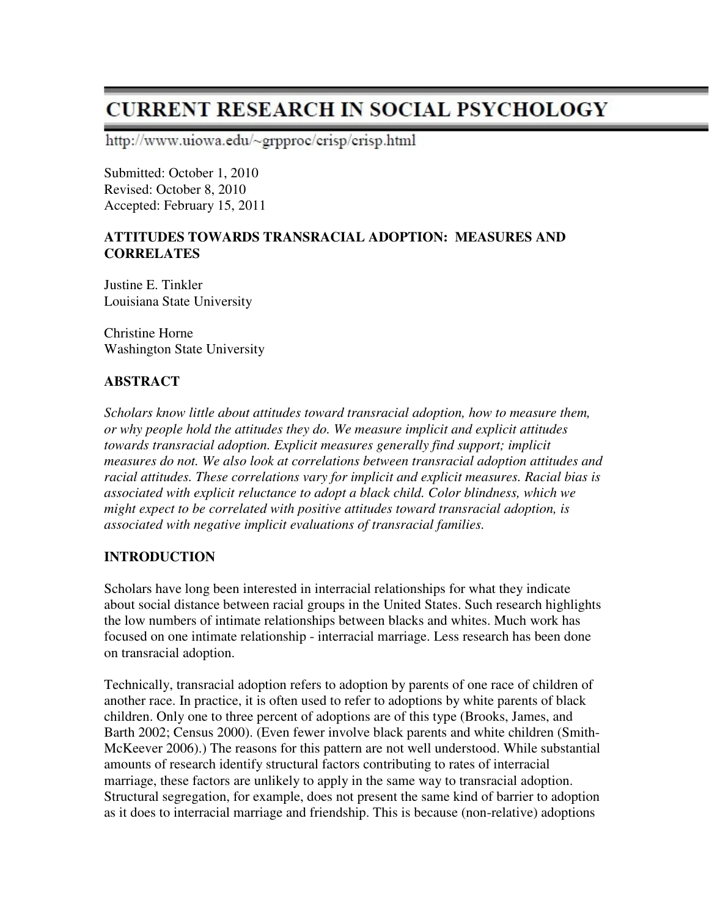# CURRENT RESEARCH IN SOCIAL PSYCHOLOGY

http://www.uiowa.edu/~grpproc/crisp/crisp.html

Submitted: October 1, 2010
Revised: October 8, 2010
Accepted: February 15, 2011

## ATTITUDES TOWARDS TRANSRACIAL ADOPTION: MEASURES AND CORRELATES

Justine E. Tinkler
Louisiana State University

Christine Horne
Washington State University

### ABSTRACT

*Scholars know little about attitudes toward transracial adoption, how to measure them, or why people hold the attitudes they do. We measure implicit and explicit attitudes towards transracial adoption. Explicit measures generally find support; implicit measures do not. We also look at correlations between transracial adoption attitudes and racial attitudes. These correlations vary for implicit and explicit measures. Racial bias is associated with explicit reluctance to adopt a black child. Color blindness, which we might expect to be correlated with positive attitudes toward transracial adoption, is associated with negative implicit evaluations of transracial families.*

### INTRODUCTION

Scholars have long been interested in interracial relationships for what they indicate about social distance between racial groups in the United States. Such research highlights the low numbers of intimate relationships between blacks and whites. Much work has focused on one intimate relationship - interracial marriage. Less research has been done on transracial adoption.

Technically, transracial adoption refers to adoption by parents of one race of children of another race. In practice, it is often used to refer to adoptions by white parents of black children. Only one to three percent of adoptions are of this type (Brooks, James, and Barth 2002; Census 2000). (Even fewer involve black parents and white children (Smith-McKeever 2006).) The reasons for this pattern are not well understood. While substantial amounts of research identify structural factors contributing to rates of interracial marriage, these factors are unlikely to apply in the same way to transracial adoption. Structural segregation, for example, does not present the same kind of barrier to adoption as it does to interracial marriage and friendship. This is because (non-relative) adoptions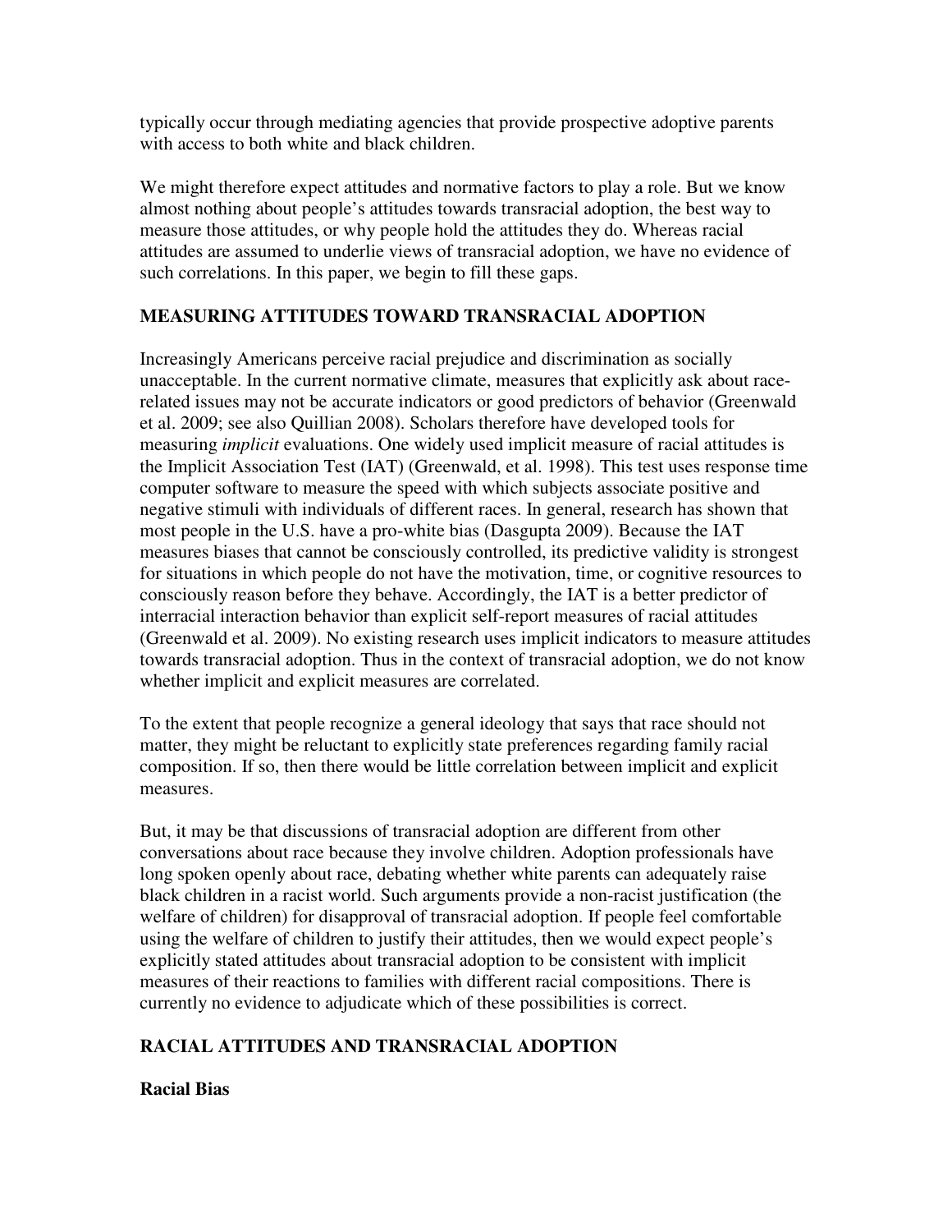typically occur through mediating agencies that provide prospective adoptive parents with access to both white and black children.

We might therefore expect attitudes and normative factors to play a role. But we know almost nothing about people's attitudes towards transracial adoption, the best way to measure those attitudes, or why people hold the attitudes they do. Whereas racial attitudes are assumed to underlie views of transracial adoption, we have no evidence of such correlations. In this paper, we begin to fill these gaps.

## MEASURING ATTITUDES TOWARD TRANSRACIAL ADOPTION

Increasingly Americans perceive racial prejudice and discrimination as socially unacceptable. In the current normative climate, measures that explicitly ask about race-related issues may not be accurate indicators or good predictors of behavior (Greenwald et al. 2009; see also Quillian 2008). Scholars therefore have developed tools for measuring *implicit* evaluations. One widely used implicit measure of racial attitudes is the Implicit Association Test (IAT) (Greenwald, et al. 1998). This test uses response time computer software to measure the speed with which subjects associate positive and negative stimuli with individuals of different races. In general, research has shown that most people in the U.S. have a pro-white bias (Dasgupta 2009). Because the IAT measures biases that cannot be consciously controlled, its predictive validity is strongest for situations in which people do not have the motivation, time, or cognitive resources to consciously reason before they behave. Accordingly, the IAT is a better predictor of interracial interaction behavior than explicit self-report measures of racial attitudes (Greenwald et al. 2009). No existing research uses implicit indicators to measure attitudes towards transracial adoption. Thus in the context of transracial adoption, we do not know whether implicit and explicit measures are correlated.

To the extent that people recognize a general ideology that says that race should not matter, they might be reluctant to explicitly state preferences regarding family racial composition. If so, then there would be little correlation between implicit and explicit measures.

But, it may be that discussions of transracial adoption are different from other conversations about race because they involve children. Adoption professionals have long spoken openly about race, debating whether white parents can adequately raise black children in a racist world. Such arguments provide a non-racist justification (the welfare of children) for disapproval of transracial adoption. If people feel comfortable using the welfare of children to justify their attitudes, then we would expect people's explicitly stated attitudes about transracial adoption to be consistent with implicit measures of their reactions to families with different racial compositions. There is currently no evidence to adjudicate which of these possibilities is correct.

## RACIAL ATTITUDES AND TRANSRACIAL ADOPTION

### Racial Bias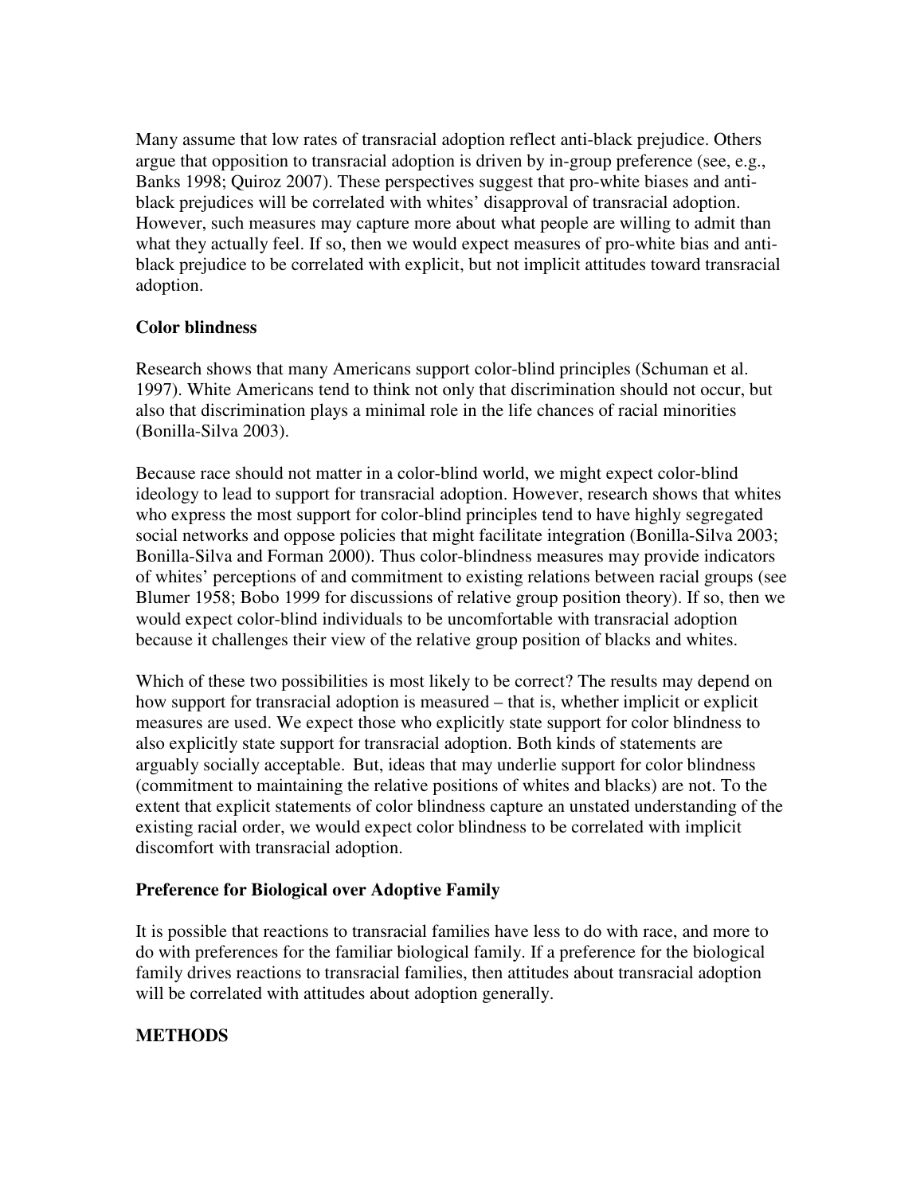Many assume that low rates of transracial adoption reflect anti-black prejudice. Others argue that opposition to transracial adoption is driven by in-group preference (see, e.g., Banks 1998; Quiroz 2007). These perspectives suggest that pro-white biases and anti-black prejudices will be correlated with whites' disapproval of transracial adoption. However, such measures may capture more about what people are willing to admit than what they actually feel. If so, then we would expect measures of pro-white bias and anti-black prejudice to be correlated with explicit, but not implicit attitudes toward transracial adoption.

### Color blindness

Research shows that many Americans support color-blind principles (Schuman et al. 1997). White Americans tend to think not only that discrimination should not occur, but also that discrimination plays a minimal role in the life chances of racial minorities (Bonilla-Silva 2003).

Because race should not matter in a color-blind world, we might expect color-blind ideology to lead to support for transracial adoption. However, research shows that whites who express the most support for color-blind principles tend to have highly segregated social networks and oppose policies that might facilitate integration (Bonilla-Silva 2003; Bonilla-Silva and Forman 2000). Thus color-blindness measures may provide indicators of whites' perceptions of and commitment to existing relations between racial groups (see Blumer 1958; Bobo 1999 for discussions of relative group position theory). If so, then we would expect color-blind individuals to be uncomfortable with transracial adoption because it challenges their view of the relative group position of blacks and whites.

Which of these two possibilities is most likely to be correct? The results may depend on how support for transracial adoption is measured – that is, whether implicit or explicit measures are used. We expect those who explicitly state support for color blindness to also explicitly state support for transracial adoption. Both kinds of statements are arguably socially acceptable. But, ideas that may underlie support for color blindness (commitment to maintaining the relative positions of whites and blacks) are not. To the extent that explicit statements of color blindness capture an unstated understanding of the existing racial order, we would expect color blindness to be correlated with implicit discomfort with transracial adoption.

### Preference for Biological over Adoptive Family

It is possible that reactions to transracial families have less to do with race, and more to do with preferences for the familiar biological family. If a preference for the biological family drives reactions to transracial families, then attitudes about transracial adoption will be correlated with attitudes about adoption generally.

## METHODS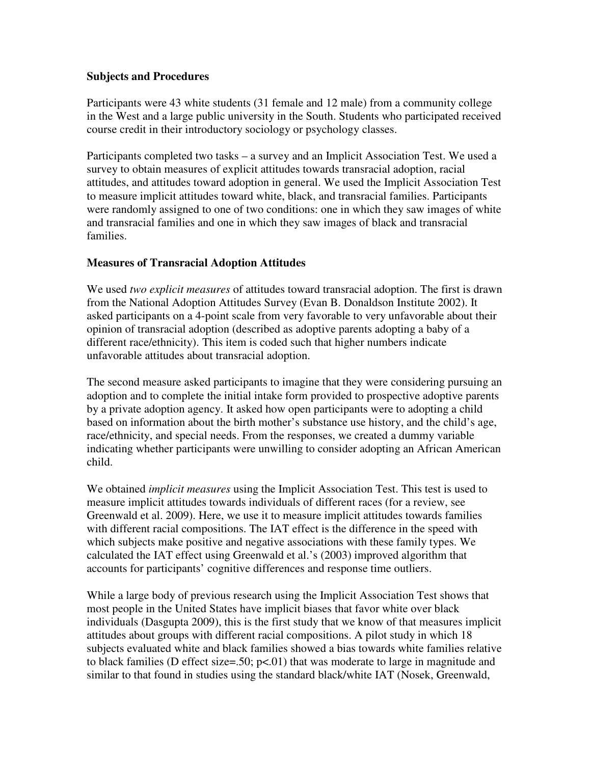### Subjects and Procedures

Participants were 43 white students (31 female and 12 male) from a community college in the West and a large public university in the South. Students who participated received course credit in their introductory sociology or psychology classes.

Participants completed two tasks – a survey and an Implicit Association Test. We used a survey to obtain measures of explicit attitudes towards transracial adoption, racial attitudes, and attitudes toward adoption in general. We used the Implicit Association Test to measure implicit attitudes toward white, black, and transracial families. Participants were randomly assigned to one of two conditions: one in which they saw images of white and transracial families and one in which they saw images of black and transracial families.

### Measures of Transracial Adoption Attitudes

We used *two explicit measures* of attitudes toward transracial adoption. The first is drawn from the National Adoption Attitudes Survey (Evan B. Donaldson Institute 2002). It asked participants on a 4-point scale from very favorable to very unfavorable about their opinion of transracial adoption (described as adoptive parents adopting a baby of a different race/ethnicity). This item is coded such that higher numbers indicate unfavorable attitudes about transracial adoption.

The second measure asked participants to imagine that they were considering pursuing an adoption and to complete the initial intake form provided to prospective adoptive parents by a private adoption agency. It asked how open participants were to adopting a child based on information about the birth mother's substance use history, and the child's age, race/ethnicity, and special needs. From the responses, we created a dummy variable indicating whether participants were unwilling to consider adopting an African American child.

We obtained *implicit measures* using the Implicit Association Test. This test is used to measure implicit attitudes towards individuals of different races (for a review, see Greenwald et al. 2009). Here, we use it to measure implicit attitudes towards families with different racial compositions. The IAT effect is the difference in the speed with which subjects make positive and negative associations with these family types. We calculated the IAT effect using Greenwald et al.'s (2003) improved algorithm that accounts for participants' cognitive differences and response time outliers.

While a large body of previous research using the Implicit Association Test shows that most people in the United States have implicit biases that favor white over black individuals (Dasgupta 2009), this is the first study that we know of that measures implicit attitudes about groups with different racial compositions. A pilot study in which 18 subjects evaluated white and black families showed a bias towards white families relative to black families (D effect size=.50; $p<.01$) that was moderate to large in magnitude and similar to that found in studies using the standard black/white IAT (Nosek, Greenwald,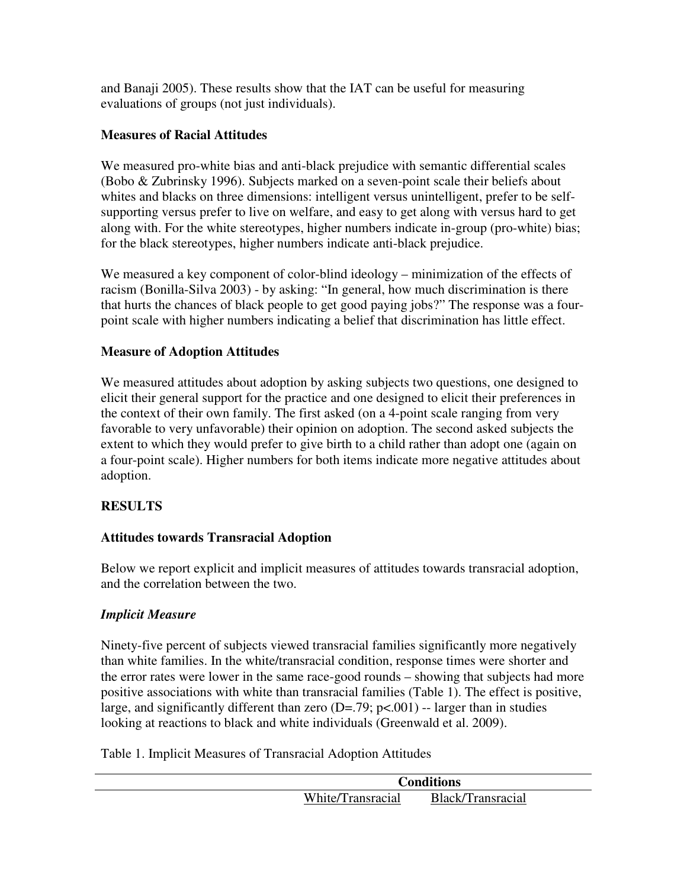and Banaji 2005). These results show that the IAT can be useful for measuring evaluations of groups (not just individuals).

### Measures of Racial Attitudes

We measured pro-white bias and anti-black prejudice with semantic differential scales (Bobo & Zubrinsky 1996). Subjects marked on a seven-point scale their beliefs about whites and blacks on three dimensions: intelligent versus unintelligent, prefer to be self-supporting versus prefer to live on welfare, and easy to get along with versus hard to get along with. For the white stereotypes, higher numbers indicate in-group (pro-white) bias; for the black stereotypes, higher numbers indicate anti-black prejudice.

We measured a key component of color-blind ideology – minimization of the effects of racism (Bonilla-Silva 2003) - by asking: "In general, how much discrimination is there that hurts the chances of black people to get good paying jobs?" The response was a four-point scale with higher numbers indicating a belief that discrimination has little effect.

### Measure of Adoption Attitudes

We measured attitudes about adoption by asking subjects two questions, one designed to elicit their general support for the practice and one designed to elicit their preferences in the context of their own family. The first asked (on a 4-point scale ranging from very favorable to very unfavorable) their opinion on adoption. The second asked subjects the extent to which they would prefer to give birth to a child rather than adopt one (again on a four-point scale). Higher numbers for both items indicate more negative attitudes about adoption.

## RESULTS

### Attitudes towards Transracial Adoption

Below we report explicit and implicit measures of attitudes towards transracial adoption, and the correlation between the two.

#### *Implicit Measure*

Ninety-five percent of subjects viewed transracial families significantly more negatively than white families. In the white/transracial condition, response times were shorter and the error rates were lower in the same race-good rounds – showing that subjects had more positive associations with white than transracial families (Table 1). The effect is positive, large, and significantly different than zero ($D=.79$; $p<.001$) -- larger than in studies looking at reactions to black and white individuals (Greenwald et al. 2009).

Table 1. Implicit Measures of Transracial Adoption Attitudes

| | Conditions | |
|---|---|---|
| | White/Transracial | Black/Transracial |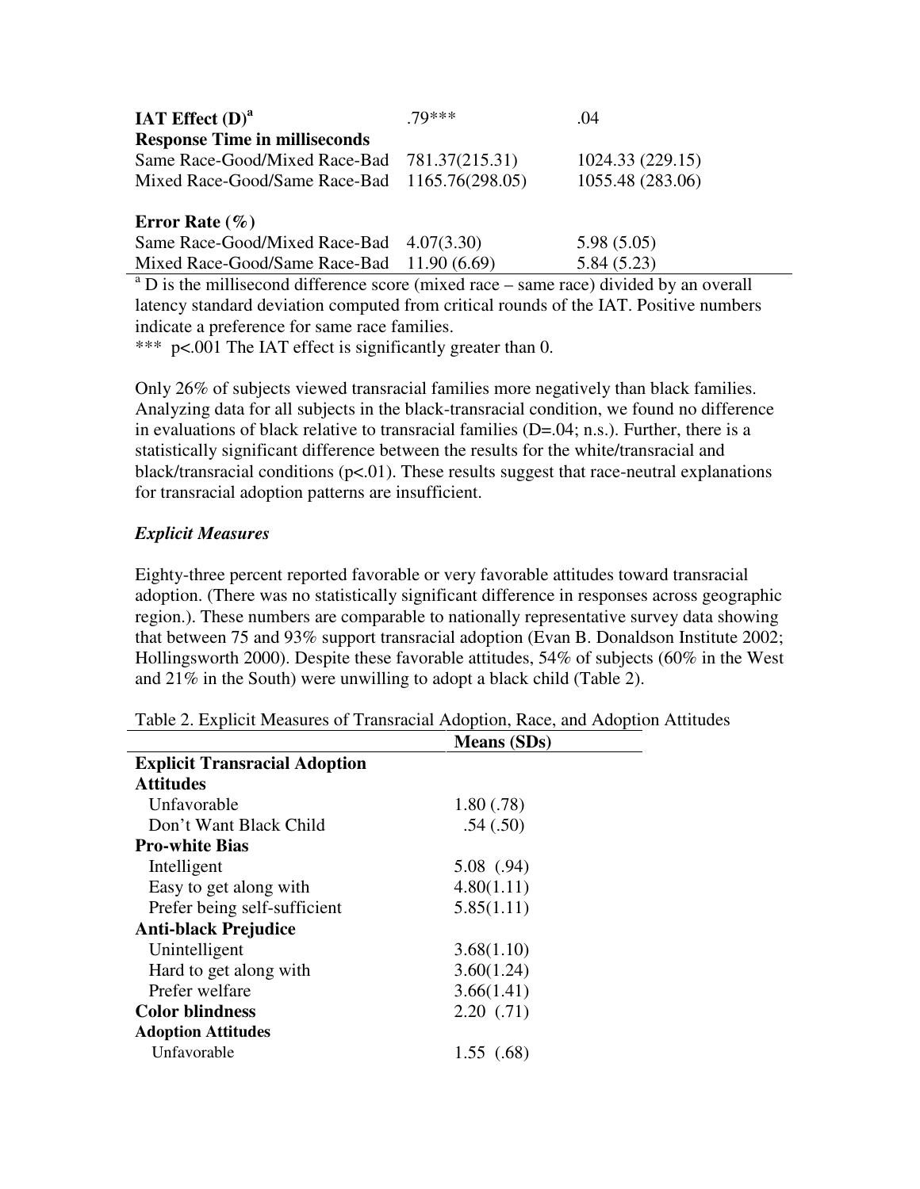| | | |
|---|---|---|
| **IAT Effect (D)**[a] | .79*** | .04 |
| **Response Time in milliseconds** | | |
| Same Race-Good/Mixed Race-Bad | 781.37(215.31) | 1024.33 (229.15) |
| Mixed Race-Good/Same Race-Bad | 1165.76(298.05) | 1055.48 (283.06) |
| **Error Rate (%)** | | |
| Same Race-Good/Mixed Race-Bad | 4.07(3.30) | 5.98 (5.05) |
| Mixed Race-Good/Same Race-Bad | 11.90 (6.69) | 5.84 (5.23) |

[a] D is the millisecond difference score (mixed race – same race) divided by an overall latency standard deviation computed from critical rounds of the IAT. Positive numbers indicate a preference for same race families.

*** $p<.001$ The IAT effect is significantly greater than 0.

Only 26% of subjects viewed transracial families more negatively than black families. Analyzing data for all subjects in the black-transracial condition, we found no difference in evaluations of black relative to transracial families (D=.04; n.s.). Further, there is a statistically significant difference between the results for the white/transracial and black/transracial conditions ($p<.01$). These results suggest that race-neutral explanations for transracial adoption patterns are insufficient.

### *Explicit Measures*

Eighty-three percent reported favorable or very favorable attitudes toward transracial adoption. (There was no statistically significant difference in responses across geographic region.). These numbers are comparable to nationally representative survey data showing that between 75 and 93% support transracial adoption (Evan B. Donaldson Institute 2002; Hollingsworth 2000). Despite these favorable attitudes, 54% of subjects (60% in the West and 21% in the South) were unwilling to adopt a black child (Table 2).

Table 2. Explicit Measures of Transracial Adoption, Race, and Adoption Attitudes

| | Means (SDs) |
|---|---|
| **Explicit Transracial Adoption Attitudes** | |
| Unfavorable | 1.80 (.78) |
| Don't Want Black Child | .54 (.50) |
| **Pro-white Bias** | |
| Intelligent | 5.08 (.94) |
| Easy to get along with | 4.80(1.11) |
| Prefer being self-sufficient | 5.85(1.11) |
| **Anti-black Prejudice** | |
| Unintelligent | 3.68(1.10) |
| Hard to get along with | 3.60(1.24) |
| Prefer welfare | 3.66(1.41) |
| **Color blindness** | 2.20 (.71) |
| **Adoption Attitudes** | |
| Unfavorable | 1.55 (.68) |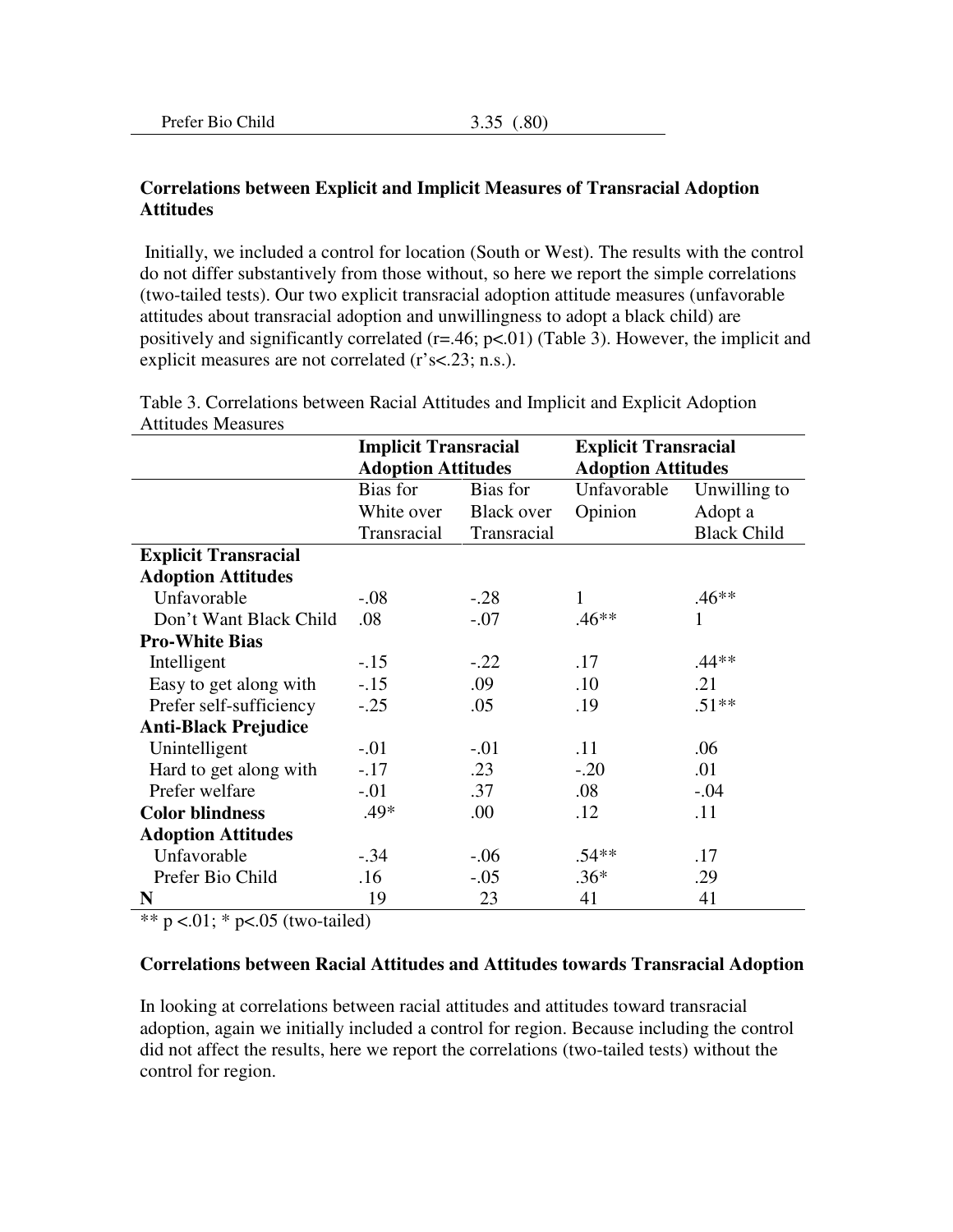| Prefer Bio Child | 3.35 (.80) |
|---|---|

**Correlations between Explicit and Implicit Measures of Transracial Adoption Attitudes**

Initially, we included a control for location (South or West). The results with the control do not differ substantively from those without, so here we report the simple correlations (two-tailed tests). Our two explicit transracial adoption attitude measures (unfavorable attitudes about transracial adoption and unwillingness to adopt a black child) are positively and significantly correlated ($r=.46$; $p<.01$) (Table 3). However, the implicit and explicit measures are not correlated (r's<.23; n.s.).

Table 3. Correlations between Racial Attitudes and Implicit and Explicit Adoption Attitudes Measures

| | Implicit Transracial Adoption Attitudes | | Explicit Transracial Adoption Attitudes | |
|---|---|---|---|---|
| | Bias for White over Transracial | Bias for Black over Transracial | Unfavorable Opinion | Unwilling to Adopt a Black Child |
| **Explicit Transracial Adoption Attitudes** | | | | |
| Unfavorable | -.08 | -.28 | 1 | .46** |
| Don't Want Black Child | .08 | -.07 | .46** | 1 |
| **Pro-White Bias** | | | | |
| Intelligent | -.15 | -.22 | .17 | .44** |
| Easy to get along with | -.15 | .09 | .10 | .21 |
| Prefer self-sufficiency | -.25 | .05 | .19 | .51** |
| **Anti-Black Prejudice** | | | | |
| Unintelligent | -.01 | -.01 | .11 | .06 |
| Hard to get along with | -.17 | .23 | -.20 | .01 |
| Prefer welfare | -.01 | .37 | .08 | -.04 |
| **Color blindness** | .49* | .00 | .12 | .11 |
| **Adoption Attitudes** | | | | |
| Unfavorable | -.34 | -.06 | .54** | .17 |
| Prefer Bio Child | .16 | -.05 | .36* | .29 |
| **N** | 19 | 23 | 41 | 41 |

** p <.01; * p<.05 (two-tailed)

**Correlations between Racial Attitudes and Attitudes towards Transracial Adoption**

In looking at correlations between racial attitudes and attitudes toward transracial adoption, again we initially included a control for region. Because including the control did not affect the results, here we report the correlations (two-tailed tests) without the control for region.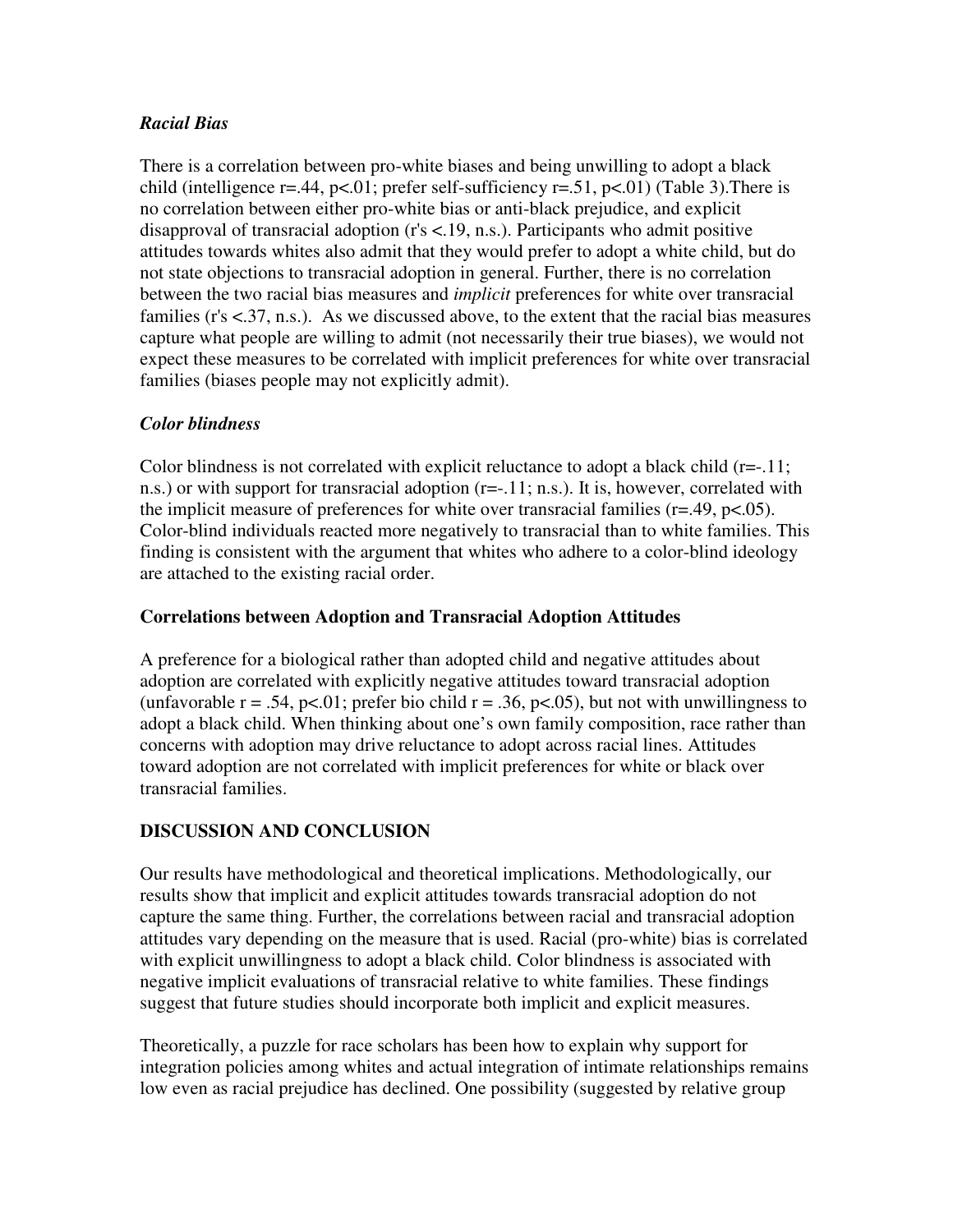### *Racial Bias*

There is a correlation between pro-white biases and being unwilling to adopt a black child (intelligence $r=.44$, $p<.01$; prefer self-sufficiency $r=.51$, $p<.01$) (Table 3).There is no correlation between either pro-white bias or anti-black prejudice, and explicit disapproval of transracial adoption (r's <.19, n.s.). Participants who admit positive attitudes towards whites also admit that they would prefer to adopt a white child, but do not state objections to transracial adoption in general. Further, there is no correlation between the two racial bias measures and *implicit* preferences for white over transracial families (r's <.37, n.s.). As we discussed above, to the extent that the racial bias measures capture what people are willing to admit (not necessarily their true biases), we would not expect these measures to be correlated with implicit preferences for white over transracial families (biases people may not explicitly admit).

### *Color blindness*

Color blindness is not correlated with explicit reluctance to adopt a black child ($r=-.11$; n.s.) or with support for transracial adoption ($r=-.11$; n.s.). It is, however, correlated with the implicit measure of preferences for white over transracial families ($r=.49$, $p<.05$). Color-blind individuals reacted more negatively to transracial than to white families. This finding is consistent with the argument that whites who adhere to a color-blind ideology are attached to the existing racial order.

### **Correlations between Adoption and Transracial Adoption Attitudes**

A preference for a biological rather than adopted child and negative attitudes about adoption are correlated with explicitly negative attitudes toward transracial adoption (unfavorable $r = .54$, $p<.01$; prefer bio child $r = .36$, $p<.05$), but not with unwillingness to adopt a black child. When thinking about one's own family composition, race rather than concerns with adoption may drive reluctance to adopt across racial lines. Attitudes toward adoption are not correlated with implicit preferences for white or black over transracial families.

## **DISCUSSION AND CONCLUSION**

Our results have methodological and theoretical implications. Methodologically, our results show that implicit and explicit attitudes towards transracial adoption do not capture the same thing. Further, the correlations between racial and transracial adoption attitudes vary depending on the measure that is used. Racial (pro-white) bias is correlated with explicit unwillingness to adopt a black child. Color blindness is associated with negative implicit evaluations of transracial relative to white families. These findings suggest that future studies should incorporate both implicit and explicit measures.

Theoretically, a puzzle for race scholars has been how to explain why support for integration policies among whites and actual integration of intimate relationships remains low even as racial prejudice has declined. One possibility (suggested by relative group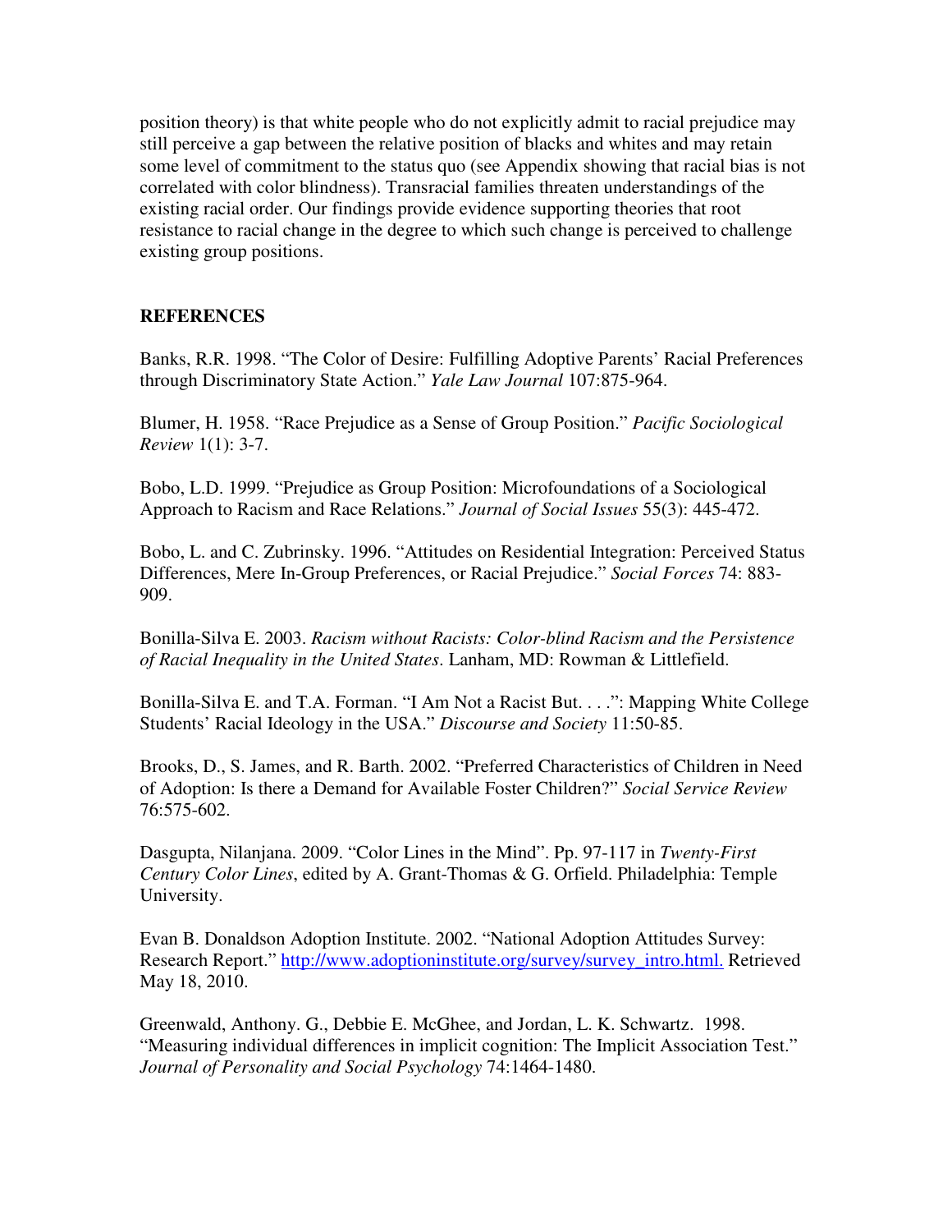position theory) is that white people who do not explicitly admit to racial prejudice may still perceive a gap between the relative position of blacks and whites and may retain some level of commitment to the status quo (see Appendix showing that racial bias is not correlated with color blindness). Transracial families threaten understandings of the existing racial order. Our findings provide evidence supporting theories that root resistance to racial change in the degree to which such change is perceived to challenge existing group positions.

## REFERENCES

Banks, R.R. 1998. "The Color of Desire: Fulfilling Adoptive Parents' Racial Preferences through Discriminatory State Action." *Yale Law Journal* 107:875-964.

Blumer, H. 1958. "Race Prejudice as a Sense of Group Position." *Pacific Sociological Review* 1(1): 3-7.

Bobo, L.D. 1999. "Prejudice as Group Position: Microfoundations of a Sociological Approach to Racism and Race Relations." *Journal of Social Issues* 55(3): 445-472.

Bobo, L. and C. Zubrinsky. 1996. "Attitudes on Residential Integration: Perceived Status Differences, Mere In-Group Preferences, or Racial Prejudice." *Social Forces* 74: 883-909.

Bonilla-Silva E. 2003. *Racism without Racists: Color-blind Racism and the Persistence of Racial Inequality in the United States*. Lanham, MD: Rowman & Littlefield.

Bonilla-Silva E. and T.A. Forman. "I Am Not a Racist But. . . .": Mapping White College Students' Racial Ideology in the USA." *Discourse and Society* 11:50-85.

Brooks, D., S. James, and R. Barth. 2002. "Preferred Characteristics of Children in Need of Adoption: Is there a Demand for Available Foster Children?" *Social Service Review* 76:575-602.

Dasgupta, Nilanjana. 2009. "Color Lines in the Mind". Pp. 97-117 in *Twenty-First Century Color Lines*, edited by A. Grant-Thomas & G. Orfield. Philadelphia: Temple University.

Evan B. Donaldson Adoption Institute. 2002. "National Adoption Attitudes Survey: Research Report." http://www.adoptioninstitute.org/survey/survey_intro.html. Retrieved May 18, 2010.

Greenwald, Anthony. G., Debbie E. McGhee, and Jordan, L. K. Schwartz. 1998. "Measuring individual differences in implicit cognition: The Implicit Association Test." *Journal of Personality and Social Psychology* 74:1464-1480.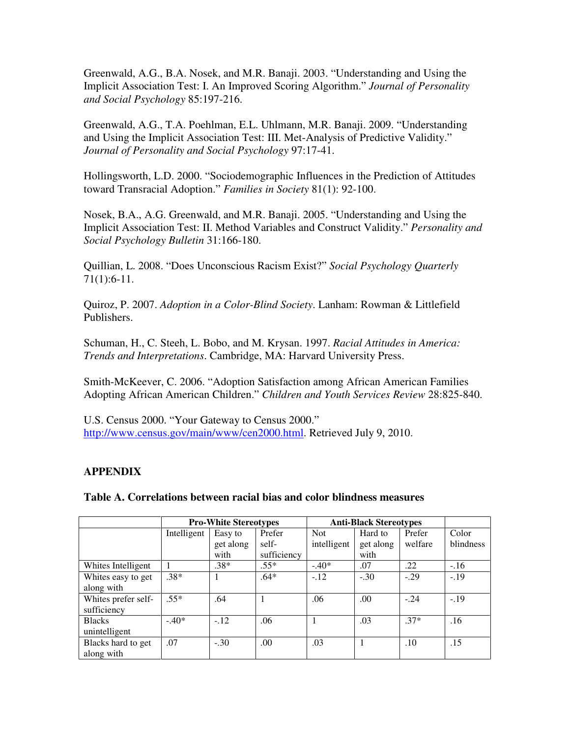Greenwald, A.G., B.A. Nosek, and M.R. Banaji. 2003. "Understanding and Using the Implicit Association Test: I. An Improved Scoring Algorithm." *Journal of Personality and Social Psychology* 85:197-216.

Greenwald, A.G., T.A. Poehlman, E.L. Uhlmann, M.R. Banaji. 2009. "Understanding and Using the Implicit Association Test: III. Met-Analysis of Predictive Validity." *Journal of Personality and Social Psychology* 97:17-41.

Hollingsworth, L.D. 2000. "Sociodemographic Influences in the Prediction of Attitudes toward Transracial Adoption." *Families in Society* 81(1): 92-100.

Nosek, B.A., A.G. Greenwald, and M.R. Banaji. 2005. "Understanding and Using the Implicit Association Test: II. Method Variables and Construct Validity." *Personality and Social Psychology Bulletin* 31:166-180.

Quillian, L. 2008. "Does Unconscious Racism Exist?" *Social Psychology Quarterly* 71(1):6-11.

Quiroz, P. 2007. *Adoption in a Color-Blind Society*. Lanham: Rowman & Littlefield Publishers.

Schuman, H., C. Steeh, L. Bobo, and M. Krysan. 1997. *Racial Attitudes in America: Trends and Interpretations*. Cambridge, MA: Harvard University Press.

Smith-McKeever, C. 2006. "Adoption Satisfaction among African American Families Adopting African American Children." *Children and Youth Services Review* 28:825-840.

U.S. Census 2000. "Your Gateway to Census 2000." http://www.census.gov/main/www/cen2000.html. Retrieved July 9, 2010.

## APPENDIX

**Table A. Correlations between racial bias and color blindness measures**

| | Pro-White Stereotypes | | | Anti-Black Stereotypes | | | |
|---|---|---|---|---|---|---|---|
| | Intelligent | Easy to get along with | Prefer self-sufficiency | Not intelligent | Hard to get along with | Prefer welfare | Color blindness |
| Whites Intelligent | 1 | .38* | .55* | -.40* | .07 | .22 | -.16 |
| Whites easy to get along with | .38* | 1 | .64* | -.12 | -.30 | -.29 | -.19 |
| Whites prefer self-sufficiency | .55* | .64 | 1 | .06 | .00 | -.24 | -.19 |
| Blacks unintelligent | -.40* | -.12 | .06 | 1 | .03 | .37* | .16 |
| Blacks hard to get along with | .07 | -.30 | .00 | .03 | 1 | .10 | .15 |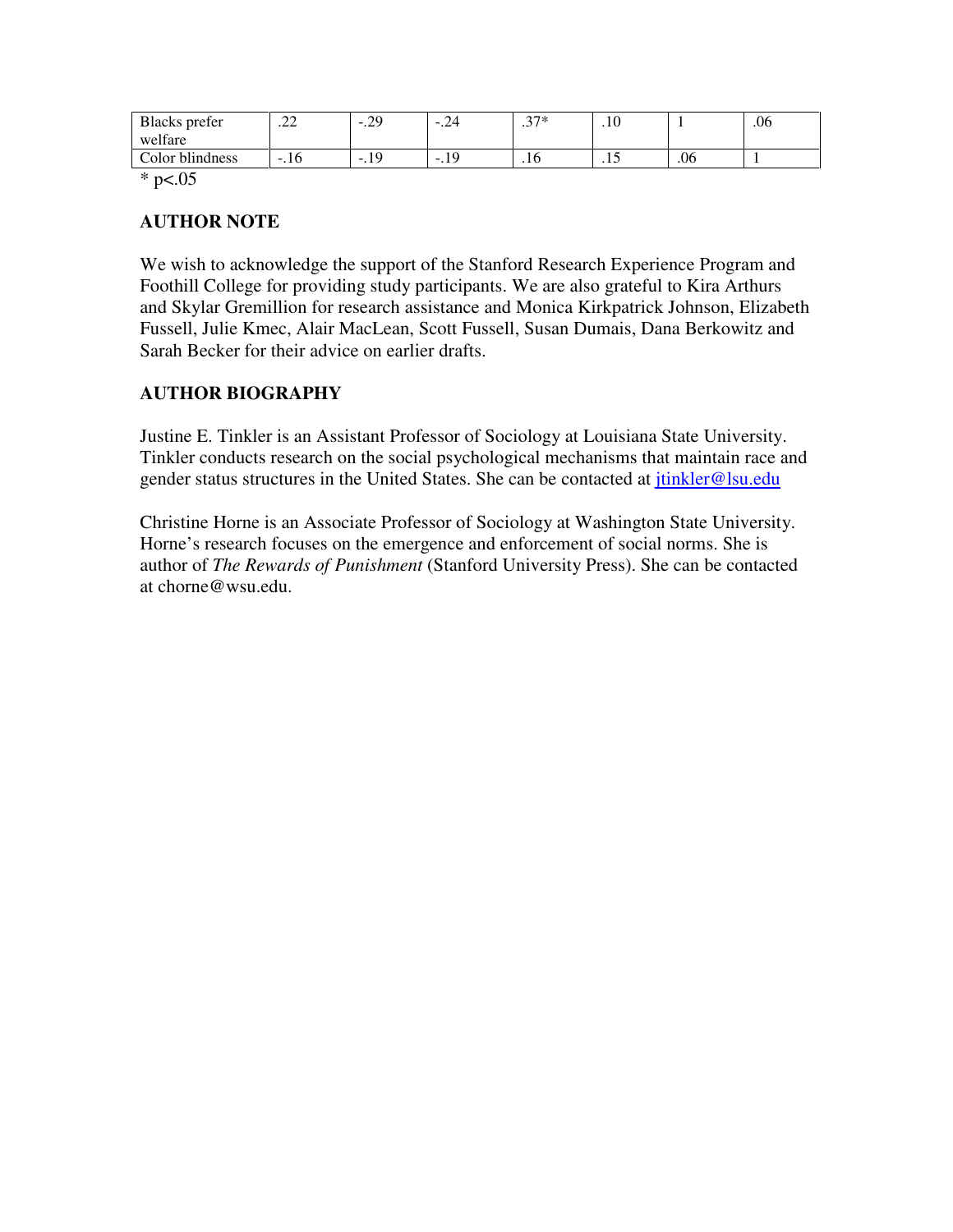| | | | | | | | |
|---|---|---|---|---|---|---|---|
| Blacks prefer welfare | .22 | -.29 | -.24 | .37* | .10 | 1 | .06 |
| Color blindness | -.16 | -.19 | -.19 | .16 | .15 | .06 | 1 |

* $p<.05$

## AUTHOR NOTE

We wish to acknowledge the support of the Stanford Research Experience Program and Foothill College for providing study participants. We are also grateful to Kira Arthurs and Skylar Gremillion for research assistance and Monica Kirkpatrick Johnson, Elizabeth Fussell, Julie Kmec, Alair MacLean, Scott Fussell, Susan Dumais, Dana Berkowitz and Sarah Becker for their advice on earlier drafts.

## AUTHOR BIOGRAPHY

Justine E. Tinkler is an Assistant Professor of Sociology at Louisiana State University. Tinkler conducts research on the social psychological mechanisms that maintain race and gender status structures in the United States. She can be contacted at jtinkler@lsu.edu

Christine Horne is an Associate Professor of Sociology at Washington State University. Horne's research focuses on the emergence and enforcement of social norms. She is author of *The Rewards of Punishment* (Stanford University Press). She can be contacted at chorne@wsu.edu.